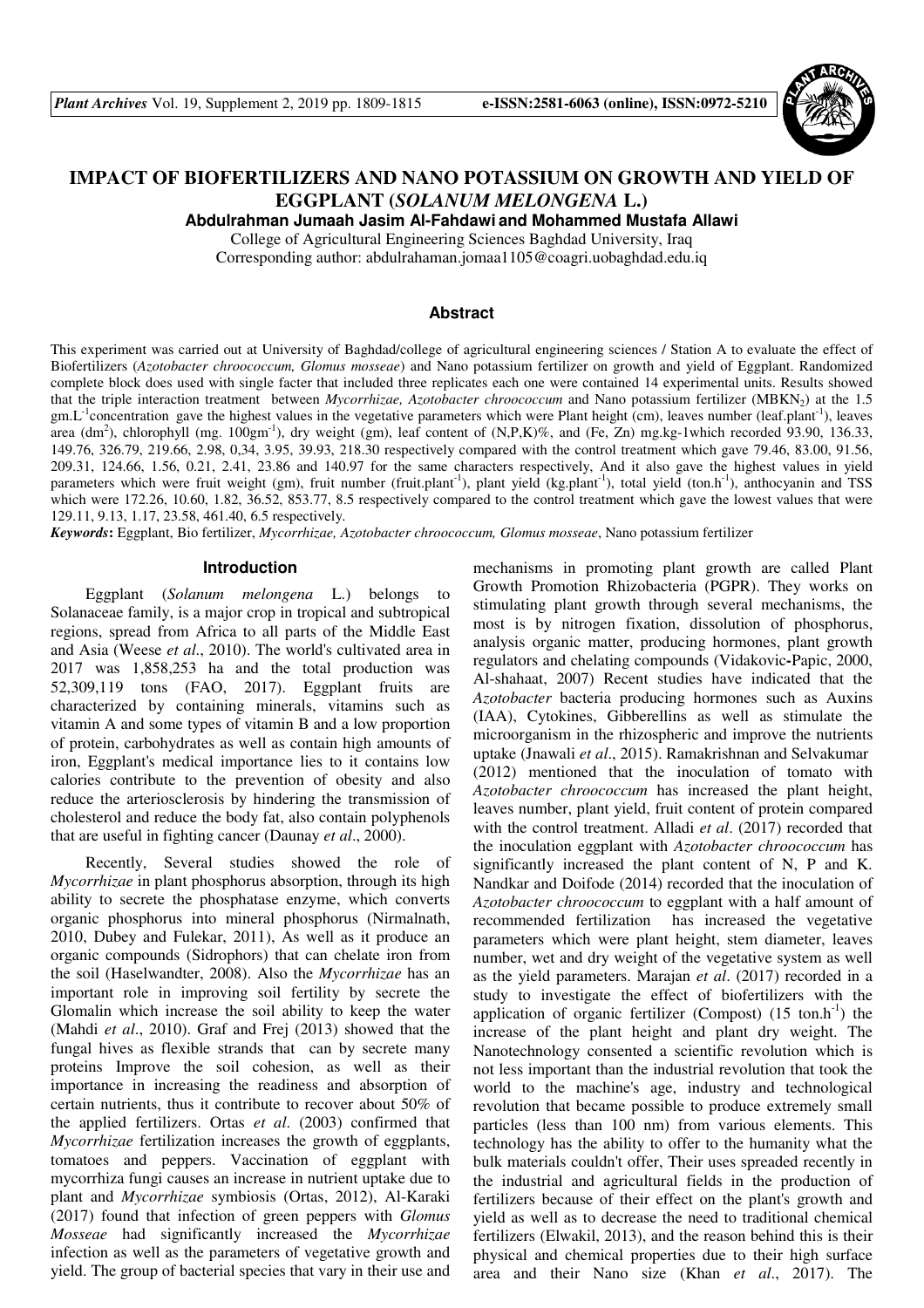# IMPACT OF BIOFERTILIZERS AND NANO POTASSIUM ON GROWTH AND YIELD OF EGGPLANT (*SOLANUM MELONGENA* L.)

**Abdulrahman Jumaah Jasim Al-Fahdawi and Mohammed Mustafa Allawi**

College of Agricultural Engineering Sciences Baghdad University, Iraq

Corresponding author: abdulrahaman.jomaa1105@coagri.uobaghdad.edu.iq

## Abstract

This experiment was carried out at University of Baghdad/college of agricultural engineering sciences / Station A to evaluate the effect of Biofertilizers (*Azotobacter chroococcum, Glomus mosseae*) and Nano potassium fertilizer on growth and yield of Eggplant. Randomized complete block does used with single facter that included three replicates each one were contained 14 experimental units. Results showed that the triple interaction treatment between *Mycorrhizae, Azotobacter chroococcum* and Nano potassium fertilizer ($MBKN_2$) at the 1.5 $gm.L^{-1}$concentration gave the highest values in the vegetative parameters which were Plant height (cm), leaves number ($leaf.plant^{-1}$), leaves area ($dm^2$), chlorophyll ($mg.\ 100gm^{-1}$), dry weight (gm), leaf content of (N,P,K)%, and (Fe, Zn) $mg.kg^{-1}$which recorded 93.90, 136.33, 149.76, 326.79, 219.66, 2.98, 0,34, 3.95, 39.93, 218.30 respectively compared with the control treatment which gave 79.46, 83.00, 91.56, 209.31, 124.66, 1.56, 0.21, 2.41, 23.86 and 140.97 for the same characters respectively, And it also gave the highest values in yield parameters which were fruit weight (gm), fruit number ($fruit.plant^{-1}$), plant yield ($kg.plant^{-1}$), total yield ($ton.h^{-1}$), anthocyanin and TSS which were 172.26, 10.60, 1.82, 36.52, 853.77, 8.5 respectively compared to the control treatment which gave the lowest values that were 129.11, 9.13, 1.17, 23.58, 461.40, 6.5 respectively.

***Keywords*:** Eggplant, Bio fertilizer, *Mycorrhizae, Azotobacter chroococcum, Glomus mosseae*, Nano potassium fertilizer

## Introduction

Eggplant (*Solanum melongena* L.) belongs to Solanaceae family, is a major crop in tropical and subtropical regions, spread from Africa to all parts of the Middle East and Asia (Weese *et al*., 2010). The world's cultivated area in 2017 was 1,858,253 ha and the total production was 52,309,119 tons (FAO, 2017). Eggplant fruits are characterized by containing minerals, vitamins such as vitamin A and some types of vitamin B and a low proportion of protein, carbohydrates as well as contain high amounts of iron, Eggplant's medical importance lies to it contains low calories contribute to the prevention of obesity and also reduce the arteriosclerosis by hindering the transmission of cholesterol and reduce the body fat, also contain polyphenols that are useful in fighting cancer (Daunay *et al*., 2000).

Recently, Several studies showed the role of *Mycorrhizae* in plant phosphorus absorption, through its high ability to secrete the phosphatase enzyme, which converts organic phosphorus into mineral phosphorus (Nirmalnath, 2010, Dubey and Fulekar, 2011), As well as it produce an organic compounds (Sidrophors) that can chelate iron from the soil (Haselwandter, 2008). Also the *Mycorrhizae* has an important role in improving soil fertility by secrete the Glomalin which increase the soil ability to keep the water (Mahdi *et al*., 2010). Graf and Frej (2013) showed that the fungal hives as flexible strands that can by secrete many proteins Improve the soil cohesion, as well as their importance in increasing the readiness and absorption of certain nutrients, thus it contribute to recover about 50% of the applied fertilizers. Ortas *et al*. (2003) confirmed that *Mycorrhizae* fertilization increases the growth of eggplants, tomatoes and peppers. Vaccination of eggplant with mycorrhiza fungi causes an increase in nutrient uptake due to plant and *Mycorrhizae* symbiosis (Ortas, 2012), Al-Karaki (2017) found that infection of green peppers with *Glomus Mosseae* had significantly increased the *Mycorrhizae* infection as well as the parameters of vegetative growth and yield. The group of bacterial species that vary in their use and mechanisms in promoting plant growth are called Plant Growth Promotion Rhizobacteria (PGPR). They works on stimulating plant growth through several mechanisms, the most is by nitrogen fixation, dissolution of phosphorus, analysis organic matter, producing hormones, plant growth regulators and chelating compounds (Vidakovic-Papic, 2000, Al-shahaat, 2007) Recent studies have indicated that the *Azotobacter* bacteria producing hormones such as Auxins (IAA), Cytokines, Gibberellins as well as stimulate the microorganism in the rhizospheric and improve the nutrients uptake (Jnawali *et al*., 2015). Ramakrishnan and Selvakumar (2012) mentioned that the inoculation of tomato with *Azotobacter chroococcum* has increased the plant height, leaves number, plant yield, fruit content of protein compared with the control treatment. Alladi *et al*. (2017) recorded that the inoculation eggplant with *Azotobacter chroococcum* has significantly increased the plant content of N, P and K. Nandkar and Doifode (2014) recorded that the inoculation of *Azotobacter chroococcum* to eggplant with a half amount of recommended fertilization has increased the vegetative parameters which were plant height, stem diameter, leaves number, wet and dry weight of the vegetative system as well as the yield parameters. Marajan *et al*. (2017) recorded in a study to investigate the effect of biofertilizers with the application of organic fertilizer (Compost) (15 $ton.h^{-1}$) the increase of the plant height and plant dry weight. The Nanotechnology consented a scientific revolution which is not less important than the industrial revolution that took the world to the machine's age, industry and technological revolution that became possible to produce extremely small particles (less than 100 nm) from various elements. This technology has the ability to offer to the humanity what the bulk materials couldn't offer, Their uses spreaded recently in the industrial and agricultural fields in the production of fertilizers because of their effect on the plant's growth and yield as well as to decrease the need to traditional chemical fertilizers (Elwakil, 2013), and the reason behind this is their physical and chemical properties due to their high surface area and their Nano size (Khan *et al*., 2017). The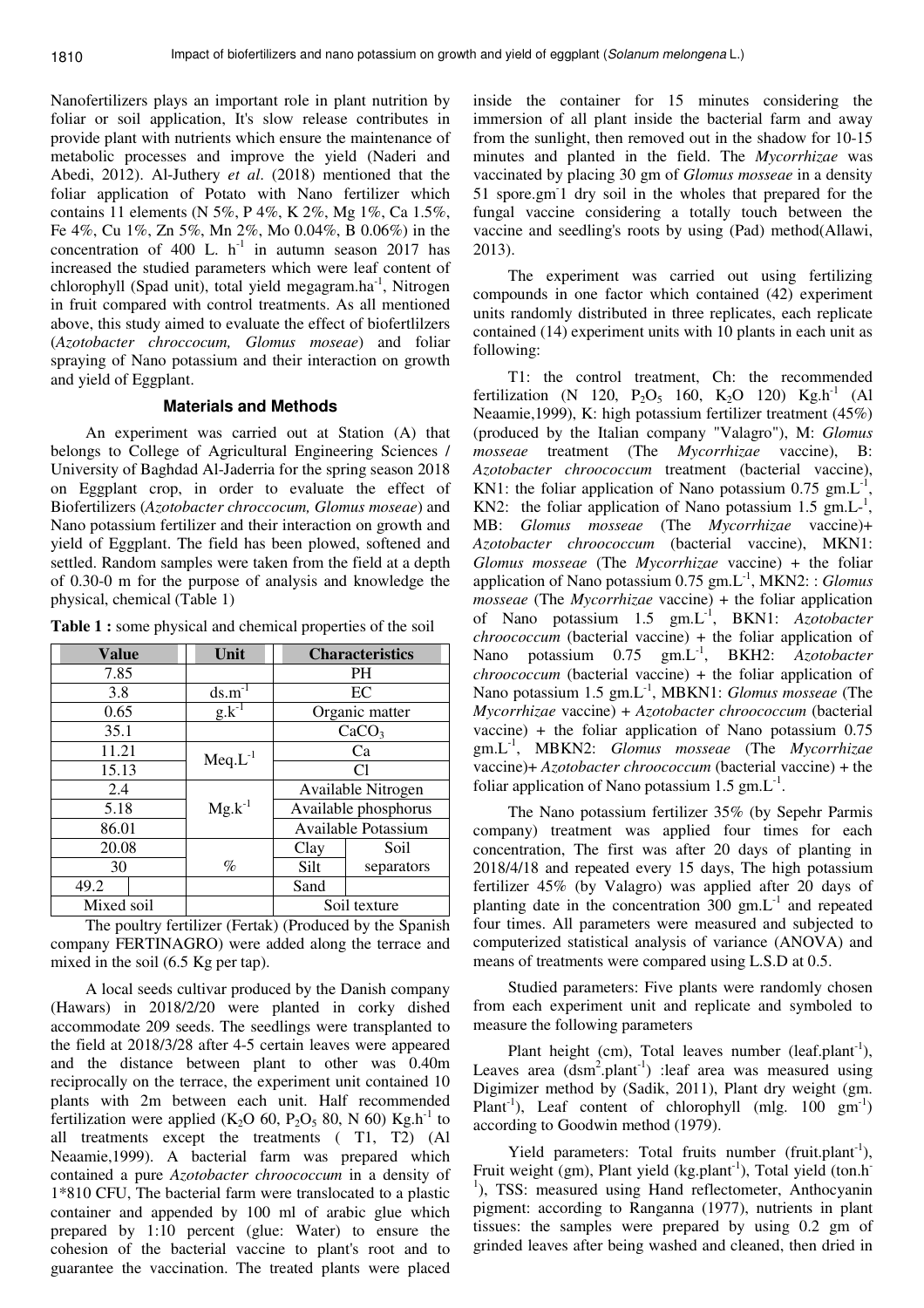Nanofertilizers plays an important role in plant nutrition by foliar or soil application, It's slow release contributes in provide plant with nutrients which ensure the maintenance of metabolic processes and improve the yield (Naderi and Abedi, 2012). Al-Juthery *et al*. (2018) mentioned that the foliar application of Potato with Nano fertilizer which contains 11 elements (N 5%, P 4%, K 2%, Mg 1%, Ca 1.5%, Fe 4%, Cu 1%, Zn 5%, Mn 2%, Mo 0.04%, B 0.06%) in the concentration of 400 L. $h^{-1}$ in autumn season 2017 has increased the studied parameters which were leaf content of chlorophyll (Spad unit), total yield megagram.$ha^{-1}$, Nitrogen in fruit compared with control treatments. As all mentioned above, this study aimed to evaluate the effect of biofertilizers (*Azotobacter chroccocum, Glomus moseae*) and foliar spraying of Nano potassium and their interaction on growth and yield of Eggplant.

## Materials and Methods

An experiment was carried out at Station (A) that belongs to College of Agricultural Engineering Sciences / University of Baghdad Al-Jaderria for the spring season 2018 on Eggplant crop, in order to evaluate the effect of Biofertilizers (*Azotobacter chroccocum, Glomus moseae*) and Nano potassium fertilizer and their interaction on growth and yield of Eggplant. The field has been plowed, softened and settled. Random samples were taken from the field at a depth of 0.30-0 m for the purpose of analysis and knowledge the physical, chemical (Table 1)

**Table 1 :** some physical and chemical properties of the soil

| Value | Unit | Characteristics | |
|---|---|---|---|
| 7.85 | | PH | |
| 3.8 | $ds.m^{-1}$ | EC | |
| 0.65 | $g.k^{-1}$ | Organic matter | |
| 35.1 | | $CaCO_3$ | |
| 11.21 | $Meq.L^{-1}$ | Ca | |
| 15.13 | | Cl | |
| 2.4 | $Mg.k^{-1}$ | Available Nitrogen | |
| 5.18 | | Available phosphorus | |
| 86.01 | | Available Potassium | |
| 20.08 | % | Clay | Soil separators |
| 30 | | Silt | |
| 49.2 | | Sand | |
| Mixed soil | | Soil texture | |

The poultry fertilizer (Fertak) (Produced by the Spanish company FERTINAGRO) were added along the terrace and mixed in the soil (6.5 Kg per tap).

A local seeds cultivar produced by the Danish company (Hawars) in 2018/2/20 were planted in corky dished accommodate 209 seeds. The seedlings were transplanted to the field at 2018/3/28 after 4-5 certain leaves were appeared and the distance between plant to other was 0.40m reciprocally on the terrace, the experiment unit contained 10 plants with 2m between each unit. Half recommended fertilization were applied ($K_2O$ 60, $P_2O_5$ 80, N 60) Kg.$h^{-1}$ to all treatments except the treatments ( T1, T2) (Al Neaamie,1999). A bacterial farm was prepared which contained a pure *Azotobacter chroococcum* in a density of 1*810 CFU, The bacterial farm were translocated to a plastic container and appended by 100 ml of arabic glue which prepared by 1:10 percent (glue: Water) to ensure the cohesion of the bacterial vaccine to plant's root and to guarantee the vaccination. The treated plants were placed inside the container for 15 minutes considering the immersion of all plant inside the bacterial farm and away from the sunlight, then removed out in the shadow for 10-15 minutes and planted in the field. The *Mycorrhizae* was vaccinated by placing 30 gm of *Glomus mosseae* in a density 51 spore.$gm^{-}$1 dry soil in the wholes that prepared for the fungal vaccine considering a totally touch between the vaccine and seedling's roots by using (Pad) method(Allawi, 2013).

The experiment was carried out using fertilizing compounds in one factor which contained (42) experiment units randomly distributed in three replicates, each replicate contained (14) experiment units with 10 plants in each unit as following:

T1: the control treatment, Ch: the recommended fertilization (N 120, $P_2O_5$ 160, $K_2O$ 120) Kg.$h^{-1}$ (Al Neaamie,1999), K: high potassium fertilizer treatment (45%) (produced by the Italian company "Valagro"), M: *Glomus mosseae* treatment (The *Mycorrhizae* vaccine), B: *Azotobacter chroococcum* treatment (bacterial vaccine), KN1: the foliar application of Nano potassium 0.75 gm.$L^{-1}$, KN2: the foliar application of Nano potassium 1.5 gm.L-$^{1}$, MB: *Glomus mosseae* (The *Mycorrhizae* vaccine)+ *Azotobacter chroococcum* (bacterial vaccine), MKN1: *Glomus mosseae* (The *Mycorrhizae* vaccine) + the foliar application of Nano potassium 0.75 gm.$L^{-1}$, MKN2: : *Glomus mosseae* (The *Mycorrhizae* vaccine) + the foliar application of Nano potassium 1.5 gm.$L^{-1}$, BKN1: *Azotobacter chroococcum* (bacterial vaccine) + the foliar application of Nano potassium 0.75 gm.$L^{-1}$, BKH2: *Azotobacter chroococcum* (bacterial vaccine) + the foliar application of Nano potassium 1.5 gm.$L^{-1}$, MBKN1: *Glomus mosseae* (The *Mycorrhizae* vaccine) + *Azotobacter chroococcum* (bacterial vaccine) + the foliar application of Nano potassium 0.75 gm.$L^{-1}$, MBKN2: *Glomus mosseae* (The *Mycorrhizae* vaccine)+ *Azotobacter chroococcum* (bacterial vaccine) + the foliar application of Nano potassium 1.5 gm.$L^{-1}$.

The Nano potassium fertilizer 35% (by Sepehr Parmis company) treatment was applied four times for each concentration, The first was after 20 days of planting in 2018/4/18 and repeated every 15 days, The high potassium fertilizer 45% (by Valagro) was applied after 20 days of planting date in the concentration 300 gm.$L^{-1}$ and repeated four times. All parameters were measured and subjected to computerized statistical analysis of variance (ANOVA) and means of treatments were compared using L.S.D at 0.5.

Studied parameters: Five plants were randomly chosen from each experiment unit and replicate and symboled to measure the following parameters

Plant height (cm), Total leaves number (leaf.$plant^{-1}$), Leaves area ($dsm^2$.$plant^{-1}$) :leaf area was measured using Digimizer method by (Sadik, 2011), Plant dry weight (gm. $Plant^{-1}$), Leaf content of chlorophyll (mlg. 100 $gm^{-1}$) according to Goodwin method (1979).

Yield parameters: Total fruits number (fruit.$plant^{-1}$), Fruit weight (gm), Plant yield (kg.$plant^{-1}$), Total yield (ton.$h^{-1}$), TSS: measured using Hand reflectometer, Anthocyanin pigment: according to Ranganna (1977), nutrients in plant tissues: the samples were prepared by using 0.2 gm of grinded leaves after being washed and cleaned, then dried in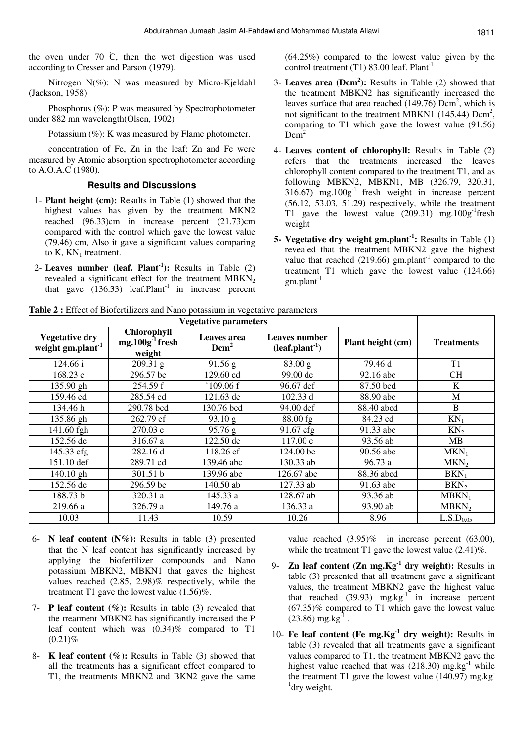the oven under 70 Ċ, then the wet digestion was used according to Cresser and Parson (1979).

Nitrogen N(%): N was measured by Micro-Kjeldahl (Jackson, 1958)

Phosphorus (%): P was measured by Spectrophotometer under 882 mn wavelength(Olsen, 1902)

Potassium (%): K was measured by Flame photometer.

concentration of Fe, Zn in the leaf: Zn and Fe were measured by Atomic absorption spectrophotometer according to A.O.A.C (1980).

### Results and Discussions

1- **Plant height (cm):** Results in Table (1) showed that the highest values has given by the treatment MKN2 reached (96.33)cm in increase percent (21.73)cm compared with the control which gave the lowest value (79.46) cm, Also it gave a significant values comparing to K, $KN_1$ treatment.

2- **Leaves number (leaf. Plant$^{-1}$):** Results in Table (2) revealed a significant effect for the treatment $MBKN_2$ that gave (136.33) leaf.Plant$^{-1}$ in increase percent (64.25%) compared to the lowest value given by the control treatment (T1) 83.00 leaf. Plant$^{-1}$

3- **Leaves area (Dcm$^2$):** Results in Table (2) showed that the treatment MBKN2 has significantly increased the leaves surface that area reached (149.76) Dcm$^2$, which is not significant to the treatment MBKN1 (145.44) Dcm$^2$, comparing to T1 which gave the lowest value (91.56) Dcm$^2$

4- **Leaves content of chlorophyll:** Results in Table (2) refers that the treatments increased the leaves chlorophyll content compared to the treatment T1, and as following MBKN2, MBKN1, MB (326.79, 320.31, 316.67) mg.100g$^{-1}$ fresh weight in increase percent (56.12, 53.03, 51.29) respectively, while the treatment T1 gave the lowest value (209.31) mg.100g$^{-1}$fresh weight

5- **Vegetative dry weight gm.plant$^{-1}$:** Results in Table (1) revealed that the treatment MBKN2 gave the highest value that reached (219.66) gm.plant$^{-1}$ compared to the treatment T1 which gave the lowest value (124.66) gm.plant$^{-1}$

**Table 2 :** Effect of Biofertilizers and Nano potassium in vegetative parameters

| Vegetative parameters | | | | | |
|---|---|---|---|---|---|
| Vegetative dry weight gm.plant$^{-1}$ | Chlorophyll mg.100g$^{-1}$ fresh weight | Leaves area Dcm$^2$ | Leaves number (leaf.plant$^{-1}$) | Plant height (cm) | Treatments |
| 124.66 i | 209.31 g | 91.56 g | 83.00 g | 79.46 d | T1 |
| 168.23 c | 296.57 bc | 129.60 cd | 99.00 de | 92.16 abc | CH |
| 135.90 gh | 254.59 f | `109.06 f | 96.67 def | 87.50 bcd | K |
| 159.46 cd | 285.54 cd | 121.63 de | 102.33 d | 88.90 abc | M |
| 134.46 h | 290.78 bcd | 130.76 bcd | 94.00 def | 88.40 abcd | B |
| 135.86 gh | 262.79 ef | 93.10 g | 88.00 fg | 84.23 cd | $KN_1$ |
| 141.60 fgh | 270.03 e | 95.76 g | 91.67 efg | 91.33 abc | $KN_2$ |
| 152.56 de | 316.67 a | 122.50 de | 117.00 c | 93.56 ab | MB |
| 145.33 efg | 282.16 d | 118.26 ef | 124.00 bc | 90.56 abc | $MKN_1$ |
| 151.10 def | 289.71 cd | 139.46 abc | 130.33 ab | 96.73 a | $MKN_2$ |
| 140.10 gh | 301.51 b | 139.96 abc | 126.67 abc | 88.36 abcd | $BKN_1$ |
| 152.56 de | 296.59 bc | 140.50 ab | 127.33 ab | 91.63 abc | $BKN_2$ |
| 188.73 b | 320.31 a | 145.33 a | 128.67 ab | 93.36 ab | $MBKN_1$ |
| 219.66 a | 326.79 a | 149.76 a | 136.33 a | 93.90 ab | $MBKN_2$ |
| 10.03 | 11.43 | 10.59 | 10.26 | 8.96 | $L.S.D_{0.05}$ |

6- **N leaf content (N%):** Results in table (3) presented that the N leaf content has significantly increased by applying the biofertilizer compounds and Nano potassium MBKN2, MBKN1 that gaves the highest values reached (2.85, 2.98)% respectively, while the treatment T1 gave the lowest value (1.56)%.

7- **P leaf content (%):** Results in table (3) revealed that the treatment MBKN2 has significantly increased the P leaf content which was (0.34)% compared to T1 (0.21)%

8- **K leaf content (%):** Results in Table (3) showed that all the treatments has a significant effect compared to T1, the treatments MBKN2 and BKN2 gave the same value reached (3.95)% in increase percent (63.00), while the treatment T1 gave the lowest value (2.41)%.

9- **Zn leaf content (Zn mg.Kg$^{-1}$ dry weight):** Results in table (3) presented that all treatment gave a significant values, the treatment MBKN2 gave the highest value that reached (39.93) mg.kg$^{-1}$ in increase percent (67.35)% compared to T1 which gave the lowest value (23.86) mg.kg$^{-1}$ .

10- **Fe leaf content (Fe mg.Kg$^{-1}$ dry weight):** Results in table (3) revealed that all treatments gave a significant values compared to T1, the treatment MBKN2 gave the highest value reached that was (218.30) mg.kg$^{-1}$ while the treatment T1 gave the lowest value (140.97) mg.kg$^{-1}$dry weight.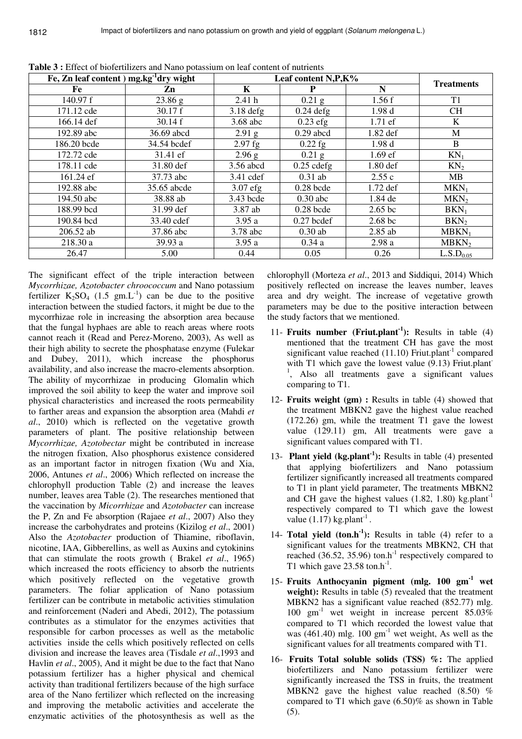**Table 3 :** Effect of biofertilizers and Nano potassium on leaf content of nutrients

| Fe, Zn leaf content ) mg.kg$^{-1}$dry wight | | Leaf content N,P,K% | | | Treatments |
|---|---|---|---|---|---|
| Fe | Zn | K | P | N | |
| 140.97 f | 23.86 g | 2.41 h | 0.21 g | 1.56 f | T1 |
| 171.12 cde | 30.17 f | 3.18 defg | 0.24 defg | 1.98 d | CH |
| 166.14 def | 30.14 f | 3.68 abc | 0.23 efg | 1.71 ef | K |
| 192.89 abc | 36.69 abcd | 2.91 g | 0.29 abcd | 1.82 def | M |
| 186.20 bcde | 34.54 bcdef | 2.97 fg | 0.22 fg | 1.98 d | B |
| 172.72 cde | 31.41 ef | 2.96 g | 0.21 g | 1.69 ef | $KN_1$ |
| 178.11 cde | 31.80 def | 3.56 abcd | 0.25 cdefg | 1.80 def | $KN_2$ |
| 161.24 ef | 37.73 abc | 3.41 cdef | 0.31 ab | 2.55 c | MB |
| 192.88 abc | 35.65 abcde | 3.07 efg | 0.28 bcde | 1.72 def | $MKN_1$ |
| 194.50 abc | 38.88 ab | 3.43 bcde | 0.30 abc | 1.84 de | $MKN_2$ |
| 188.99 bcd | 31.99 def | 3.87 ab | 0.28 bcde | 2.65 bc | $BKN_1$ |
| 190.84 bcd | 33.40 cdef | 3.95 a | 0.27 bcdef | 2.68 bc | $BKN_2$ |
| 206.52 ab | 37.86 abc | 3.78 abc | 0.30 ab | 2.85 ab | $MBKN_1$ |
| 218.30 a | 39.93 a | 3.95 a | 0.34 a | 2.98 a | $MBKN_2$ |
| 26.47 | 5.00 | 0.44 | 0.05 | 0.26 | $L.S.D_{0.05}$ |

The significant effect of the triple interaction between *Mycorrhizae, Azotobacter chroococcum* and Nano potassium fertilizer $K_2SO_4$ (1.5 gm.L$^{-1}$) can be due to the positive interaction between the studied factors, it might be due to the mycorrhizae role in increasing the absorption area because that the fungal hyphaes are able to reach areas where roots cannot reach it (Read and Perez-Moreno, 2003), As well as their high ability to secrete the phosphatase enzyme (Fulekar and Dubey, 2011), which increase the phosphorus availability, and also increase the macro-elements absorption. The ability of mycorrhizae in producing Glomalin which improved the soil ability to keep the water and improve soil physical characteristics and increased the roots permeability to farther areas and expansion the absorption area (Mahdi *et al*., 2010) which is reflected on the vegetative growth parameters of plant. The positive relationship between *Mycorrhizae, Azotobectar* might be contributed in increase the nitrogen fixation, Also phosphorus existence considered as an important factor in nitrogen fixation (Wu and Xia, 2006, Antunes *et al*., 2006) Which reflected on increase the chlorophyll production Table (2) and increase the leaves number, leaves area Table (2). The researches mentioned that the vaccination by *Micorrhizae* and *Azotobacter* can increase the P, Zn and Fe absorption (Rajaee *et al*., 2007) Also they increase the carbohydrates and proteins (Kizilog *et al*., 2001) Also the *Azotobacter* production of Thiamine, riboflavin, nicotine, IAA, Gibberellins, as well as Auxins and cytokinins that can stimulate the roots growth ( Brakel *et al*., 1965) which increased the roots efficiency to absorb the nutrients which positively reflected on the vegetative growth parameters. The foliar application of Nano potassium fertilizer can be contribute in metabolic activities stimulation and reinforcement (Naderi and Abedi, 2012), The potassium contributes as a stimulator for the enzymes activities that responsible for carbon processes as well as the metabolic activities inside the cells which positively reflected on cells division and increase the leaves area (Tisdale *et al*.,1993 and Havlin *et al*., 2005), And it might be due to the fact that Nano potassium fertilizer has a higher physical and chemical activity than traditional fertilizers because of the high surface area of the Nano fertilizer which reflected on the increasing and improving the metabolic activities and accelerate the enzymatic activities of the photosynthesis as well as the chlorophyll (Morteza *et al*., 2013 and Siddiqui, 2014) Which positively reflected on increase the leaves number, leaves area and dry weight. The increase of vegetative growth parameters may be due to the positive interaction between the study factors that we mentioned.

11- **Fruits number (Friut.plant$^{-1}$):** Results in table (4) mentioned that the treatment CH has gave the most significant value reached (11.10) Friut.plant$^{-1}$ compared with T1 which gave the lowest value (9.13) Friut.plant$^{-1}$, Also all treatments gave a significant values comparing to T1.

12- **Fruits weight (gm) :** Results in table (4) showed that the treatment MBKN2 gave the highest value reached (172.26) gm, while the treatment T1 gave the lowest value (129.11) gm, All treatments were gave a significant values compared with T1.

13- **Plant yield (kg.plant$^{-1}$):** Results in table (4) presented that applying biofertilizers and Nano potassium fertilizer significantly increased all treatments compared to T1 in plant yield parameter, The treatments MBKN2 and CH gave the highest values (1.82, 1.80) kg.plant$^{-1}$ respectively compared to T1 which gave the lowest value (1.17) kg.plant$^{-1}$.

14- **Total yield (ton.h$^{-1}$):** Results in table (4) refer to a significant values for the treatments MBKN2, CH that reached (36.52, 35.96) ton.h$^{-1}$ respectively compared to T1 which gave 23.58 ton.h$^{-1}$.

15- **Fruits Anthocyanin pigment (mlg. 100 gm$^{-1}$ wet weight):** Results in table (5) revealed that the treatment MBKN2 has a significant value reached (852.77) mlg. 100 gm$^{-1}$ wet weight in increase percent 85.03% compared to T1 which recorded the lowest value that was (461.40) mlg. 100 gm$^{-1}$ wet weight, As well as the significant values for all treatments compared with T1.

16- **Fruits Total soluble solids (TSS) %:** The applied biofertilizers and Nano potassium fertilizer were significantly increased the TSS in fruits, the treatment MBKN2 gave the highest value reached (8.50) % compared to T1 which gave (6.50)% as shown in Table (5).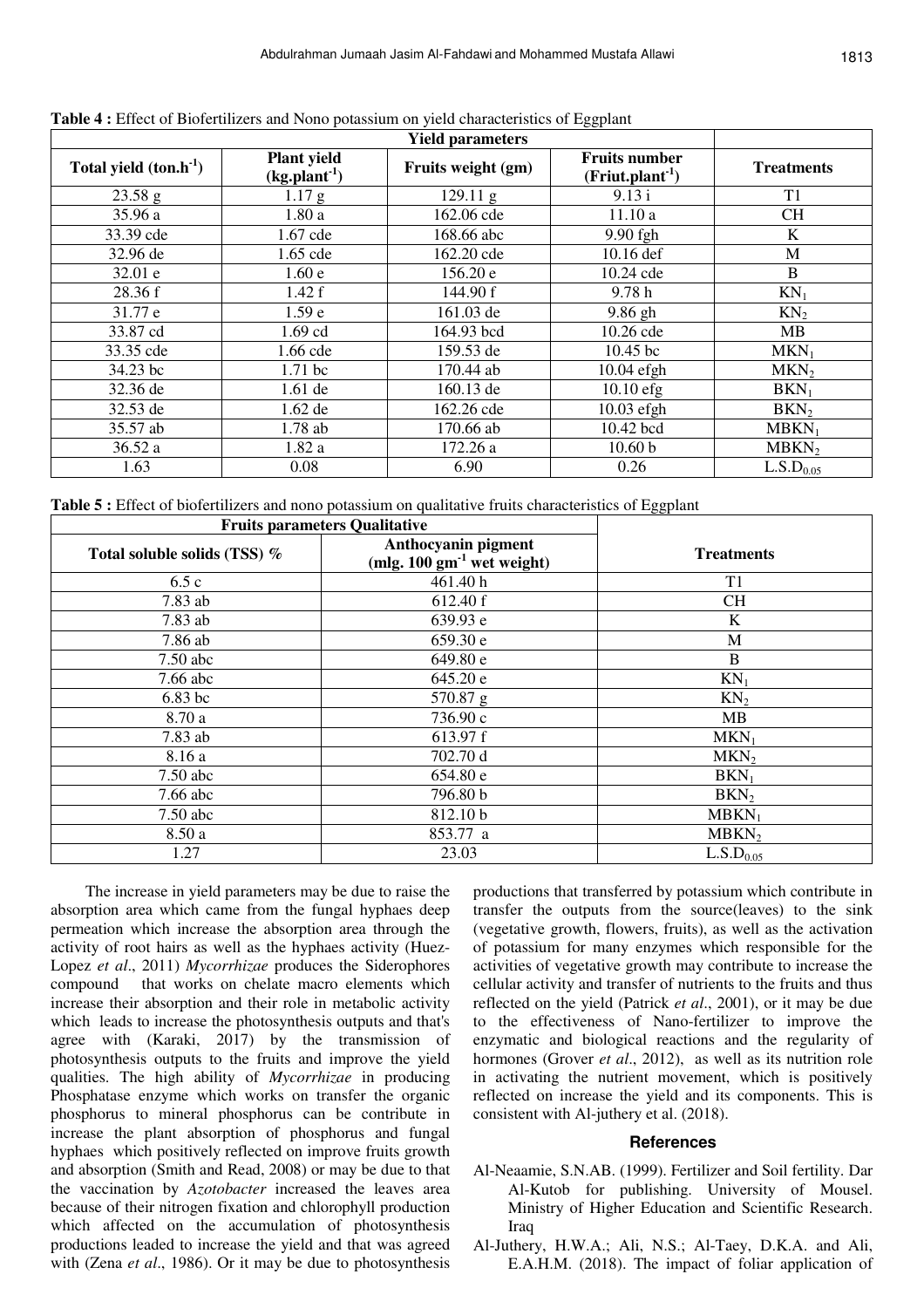**Table 4 :** Effect of Biofertilizers and Nono potassium on yield characteristics of Eggplant

| Yield parameters | | | | |
|---|---|---|---|---|
| Total yield (ton.h$^{-1}$) | Plant yield (kg.plant$^{-1}$) | Fruits weight (gm) | Fruits number (Friut.plant$^{-1}$) | Treatments |
| 23.58 g | 1.17 g | 129.11 g | 9.13 i | T1 |
| 35.96 a | 1.80 a | 162.06 cde | 11.10 a | CH |
| 33.39 cde | 1.67 cde | 168.66 abc | 9.90 fgh | K |
| 32.96 de | 1.65 cde | 162.20 cde | 10.16 def | M |
| 32.01 e | 1.60 e | 156.20 e | 10.24 cde | B |
| 28.36 f | 1.42 f | 144.90 f | 9.78 h | $KN_1$ |
| 31.77 e | 1.59 e | 161.03 de | 9.86 gh | $KN_2$ |
| 33.87 cd | 1.69 cd | 164.93 bcd | 10.26 cde | MB |
| 33.35 cde | 1.66 cde | 159.53 de | 10.45 bc | $MKN_1$ |
| 34.23 bc | 1.71 bc | 170.44 ab | 10.04 efgh | $MKN_2$ |
| 32.36 de | 1.61 de | 160.13 de | 10.10 efg | $BKN_1$ |
| 32.53 de | 1.62 de | 162.26 cde | 10.03 efgh | $BKN_2$ |
| 35.57 ab | 1.78 ab | 170.66 ab | 10.42 bcd | $MBKN_1$ |
| 36.52 a | 1.82 a | 172.26 a | 10.60 b | $MBKN_2$ |
| 1.63 | 0.08 | 6.90 | 0.26 | $L.S.D_{0.05}$ |

**Table 5 :** Effect of biofertilizers and nono potassium on qualitative fruits characteristics of Eggplant

| Fruits parameters Qualitative | | |
|---|---|---|
| Total soluble solids (TSS) % | Anthocyanin pigment (mlg. 100 gm$^{-1}$ wet weight) | Treatments |
| 6.5 c | 461.40 h | T1 |
| 7.83 ab | 612.40 f | CH |
| 7.83 ab | 639.93 e | K |
| 7.86 ab | 659.30 e | M |
| 7.50 abc | 649.80 e | B |
| 7.66 abc | 645.20 e | $KN_1$ |
| 6.83 bc | 570.87 g | $KN_2$ |
| 8.70 a | 736.90 c | MB |
| 7.83 ab | 613.97 f | $MKN_1$ |
| 8.16 a | 702.70 d | $MKN_2$ |
| 7.50 abc | 654.80 e | $BKN_1$ |
| 7.66 abc | 796.80 b | $BKN_2$ |
| 7.50 abc | 812.10 b | $MBKN_1$ |
| 8.50 a | 853.77 a | $MBKN_2$ |
| 1.27 | 23.03 | $L.S.D_{0.05}$ |

The increase in yield parameters may be due to raise the absorption area which came from the fungal hyphaes deep permeation which increase the absorption area through the activity of root hairs as well as the hyphaes activity (Huez-Lopez *et al*., 2011) *Mycorrhizae* produces the Siderophores compound that works on chelate macro elements which increase their absorption and their role in metabolic activity which leads to increase the photosynthesis outputs and that's agree with (Karaki, 2017) by the transmission of photosynthesis outputs to the fruits and improve the yield qualities. The high ability of *Mycorrhizae* in producing Phosphatase enzyme which works on transfer the organic phosphorus to mineral phosphorus can be contribute in increase the plant absorption of phosphorus and fungal hyphaes which positively reflected on improve fruits growth and absorption (Smith and Read, 2008) or may be due to that the vaccination by *Azotobacter* increased the leaves area because of their nitrogen fixation and chlorophyll production which affected on the accumulation of photosynthesis productions leaded to increase the yield and that was agreed with (Zena *et al*., 1986). Or it may be due to photosynthesis productions that transferred by potassium which contribute in transfer the outputs from the source(leaves) to the sink (vegetative growth, flowers, fruits), as well as the activation of potassium for many enzymes which responsible for the activities of vegetative growth may contribute to increase the cellular activity and transfer of nutrients to the fruits and thus reflected on the yield (Patrick *et al*., 2001), or it may be due to the effectiveness of Nano-fertilizer to improve the enzymatic and biological reactions and the regularity of hormones (Grover *et al*., 2012), as well as its nutrition role in activating the nutrient movement, which is positively reflected on increase the yield and its components. This is consistent with Al-juthery et al. (2018).

## References

Al-Neaamie, S.N.AB. (1999). Fertilizer and Soil fertility. Dar Al-Kutob for publishing. University of Mousel. Ministry of Higher Education and Scientific Research. Iraq

Al-Juthery, H.W.A.; Ali, N.S.; Al-Taey, D.K.A. and Ali, E.A.H.M. (2018). The impact of foliar application of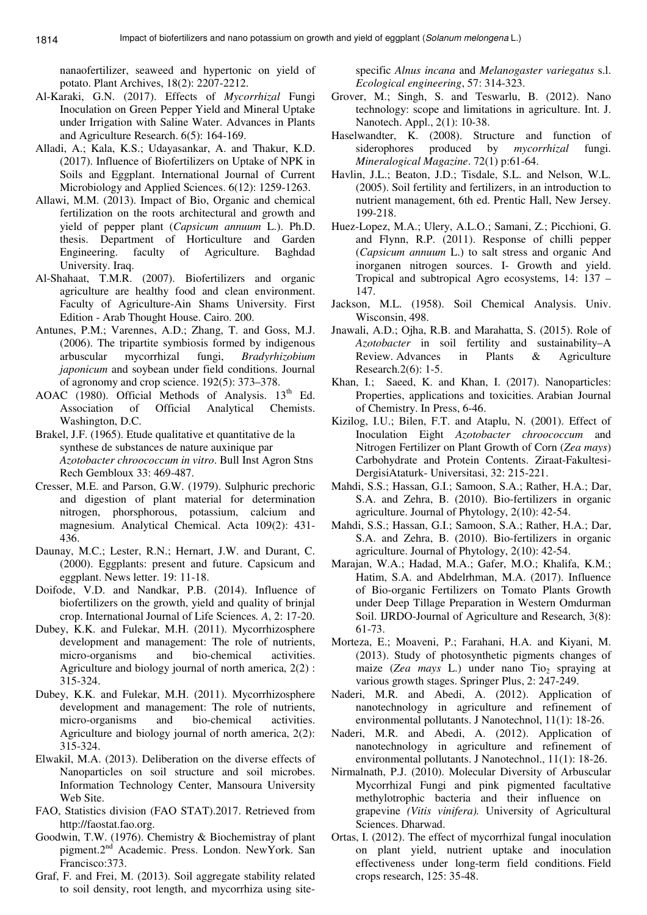nanaofertilizer, seaweed and hypertonic on yield of potato. Plant Archives, 18(2): 2207-2212.

Al-Karaki, G.N. (2017). Effects of *Mycorrhizal* Fungi Inoculation on Green Pepper Yield and Mineral Uptake under Irrigation with Saline Water. Advances in Plants and Agriculture Research. 6(5): 164-169.

Alladi, A.; Kala, K.S.; Udayasankar, A. and Thakur, K.D. (2017). Influence of Biofertilizers on Uptake of NPK in Soils and Eggplant. International Journal of Current Microbiology and Applied Sciences. 6(12): 1259-1263.

Allawi, M.M. (2013). Impact of Bio, Organic and chemical fertilization on the roots architectural and growth and yield of pepper plant (*Capsicum annuum* L.). Ph.D. thesis. Department of Horticulture and Garden Engineering. faculty of Agriculture. Baghdad University. Iraq.

Al-Shahaat, T.M.R. (2007). Biofertilizers and organic agriculture are healthy food and clean environment. Faculty of Agriculture-Ain Shams University. First Edition - Arab Thought House. Cairo. 200.

Antunes, P.M.; Varennes, A.D.; Zhang, T. and Goss, M.J. (2006). The tripartite symbiosis formed by indigenous arbuscular mycorrhizal fungi, *Bradyrhizobium japonicum* and soybean under field conditions. Journal of agronomy and crop science. 192(5): 373–378.

AOAC (1980). Official Methods of Analysis. 13th Ed. Association of Official Analytical Chemists. Washington, D.C.

Brakel, J.F. (1965). Etude qualitative et quantitative de la synthese de substances de nature auxinique par *Azotobacter chroococcum in vitro*. Bull Inst Agron Stns Rech Gembloux 33: 469-487.

Cresser, M.E. and Parson, G.W. (1979). Sulphuric prechoric and digestion of plant material for determination nitrogen, phorsphorous, potassium, calcium and magnesium. Analytical Chemical. Acta 109(2): 431-436.

Daunay, M.C.; Lester, R.N.; Hernart, J.W. and Durant, C. (2000). Eggplants: present and future. Capsicum and eggplant. News letter. 19: 11-18.

Doifode, V.D. and Nandkar, P.B. (2014). Influence of biofertilizers on the growth, yield and quality of brinjal crop. International Journal of Life Sciences. *A*, 2: 17-20.

Dubey, K.K. and Fulekar, M.H. (2011). Mycorrhizosphere development and management: The role of nutrients, micro-organisms and bio-chemical activities. Agriculture and biology journal of north america, 2(2) : 315-324.

Dubey, K.K. and Fulekar, M.H. (2011). Mycorrhizosphere development and management: The role of nutrients, micro-organisms and bio-chemical activities. Agriculture and biology journal of north america, 2(2): 315-324.

Elwakil, M.A. (2013). Deliberation on the diverse effects of Nanoparticles on soil structure and soil microbes. Information Technology Center, Mansoura University Web Site.

FAO, Statistics division (FAO STAT).2017. Retrieved from http://faostat.fao.org.

Goodwin, T.W. (1976). Chemistry & Biochemistray of plant pigment.2nd Academic. Press. London. NewYork. San Francisco:373.

Graf, F. and Frei, M. (2013). Soil aggregate stability related to soil density, root length, and mycorrhiza using site-specific *Alnus incana* and *Melanogaster variegatus* s.l. *Ecological engineering*, 57: 314-323.

Grover, M.; Singh, S. and Teswarlu, B. (2012). Nano technology: scope and limitations in agriculture. Int. J. Nanotech. Appl., 2(1): 10-38.

Haselwandter, K. (2008). Structure and function of siderophores produced by *mycorrhizal* fungi. *Mineralogical Magazine*. 72(1) p:61-64.

Havlin, J.L.; Beaton, J.D.; Tisdale, S.L. and Nelson, W.L. (2005). Soil fertility and fertilizers, in an introduction to nutrient management, 6th ed. Prentic Hall, New Jersey. 199-218.

Huez-Lopez, M.A.; Ulery, A.L.O.; Samani, Z.; Picchioni, G. and Flynn, R.P. (2011). Response of chilli pepper (*Capsicum annuum* L.) to salt stress and organic And inorganen nitrogen sources. I- Growth and yield. Tropical and subtropical Agro ecosystems, 14: 137 – 147.

Jackson, M.L. (1958). Soil Chemical Analysis. Univ. Wisconsin, 498.

Jnawali, A.D.; Ojha, R.B. and Marahatta, S. (2015). Role of *Azotobacter* in soil fertility and sustainability–A Review. Advances in Plants & Agriculture Research.2(6): 1-5.

Khan, I.; Saeed, K. and Khan, I. (2017). Nanoparticles: Properties, applications and toxicities. Arabian Journal of Chemistry. In Press, 6-46.

Kizilog, I.U.; Bilen, F.T. and Ataplu, N. (2001). Effect of Inoculation Eight *Azotobacter chroococcum* and Nitrogen Fertilizer on Plant Growth of Corn (*Zea mays*) Carbohydrate and Protein Contents. Ziraat-Fakultesi-DergisiAtaturk- Universitasi, 32: 215-221.

Mahdi, S.S.; Hassan, G.I.; Samoon, S.A.; Rather, H.A.; Dar, S.A. and Zehra, B. (2010). Bio-fertilizers in organic agriculture. Journal of Phytology, 2(10): 42-54.

Mahdi, S.S.; Hassan, G.I.; Samoon, S.A.; Rather, H.A.; Dar, S.A. and Zehra, B. (2010). Bio-fertilizers in organic agriculture. Journal of Phytology, 2(10): 42-54.

Marajan, W.A.; Hadad, M.A.; Gafer, M.O.; Khalifa, K.M.; Hatim, S.A. and Abdelrhman, M.A. (2017). Influence of Bio-organic Fertilizers on Tomato Plants Growth under Deep Tillage Preparation in Western Omdurman Soil. IJRDO-Journal of Agriculture and Research, 3(8): 61-73.

Morteza, E.; Moaveni, P.; Farahani, H.A. and Kiyani, M. (2013). Study of photosynthetic pigments changes of maize (*Zea mays* L.) under nano $TiO_2$ spraying at various growth stages. Springer Plus, 2: 247-249.

Naderi, M.R. and Abedi, A. (2012). Application of nanotechnology in agriculture and refinement of environmental pollutants. J Nanotechnol, 11(1): 18-26.

Naderi, M.R. and Abedi, A. (2012). Application of nanotechnology in agriculture and refinement of environmental pollutants. J Nanotechnol., 11(1): 18-26.

Nirmalnath, P.J. (2010). Molecular Diversity of Arbuscular Mycorrhizal Fungi and pink pigmented facultative methylotrophic bacteria and their influence on grapevine *(Vitis vinifera).* University of Agricultural Sciences. Dharwad.

Ortas, I. (2012). The effect of mycorrhizal fungal inoculation on plant yield, nutrient uptake and inoculation effectiveness under long-term field conditions. Field crops research, 125: 35-48.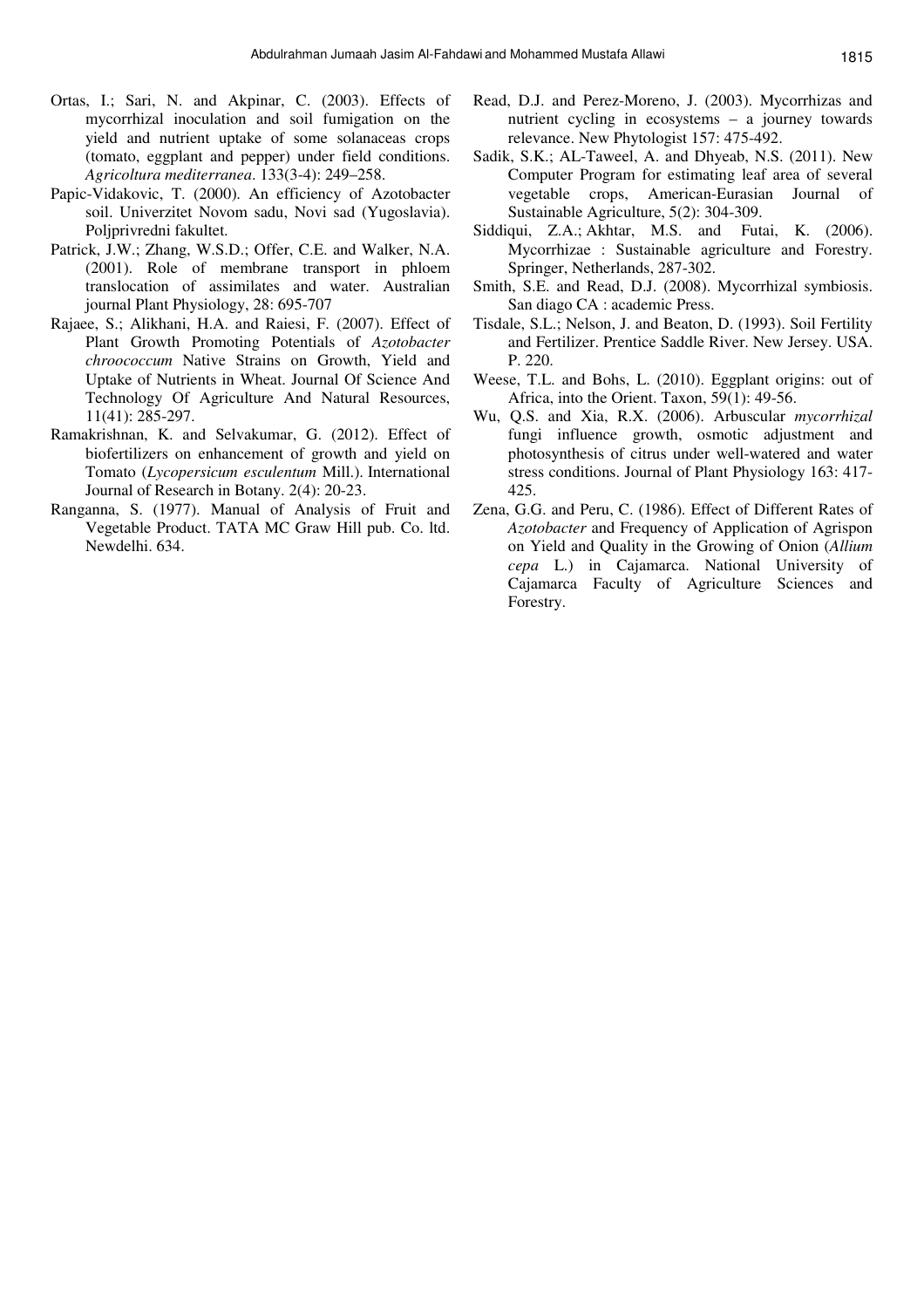Ortas, I.; Sari, N. and Akpinar, C. (2003). Effects of mycorrhizal inoculation and soil fumigation on the yield and nutrient uptake of some solanaceas crops (tomato, eggplant and pepper) under field conditions. *Agricoltura mediterranea*. 133(3-4): 249–258.

Papic-Vidakovic, T. (2000). An efficiency of Azotobacter soil. Univerzitet Novom sadu, Novi sad (Yugoslavia). Poljprivredni fakultet.

Patrick, J.W.; Zhang, W.S.D.; Offer, C.E. and Walker, N.A. (2001). Role of membrane transport in phloem translocation of assimilates and water. Australian journal Plant Physiology, 28: 695-707

Rajaee, S.; Alikhani, H.A. and Raiesi, F. (2007). Effect of Plant Growth Promoting Potentials of *Azotobacter chroococcum* Native Strains on Growth, Yield and Uptake of Nutrients in Wheat. Journal Of Science And Technology Of Agriculture And Natural Resources, 11(41): 285-297.

Ramakrishnan, K. and Selvakumar, G. (2012). Effect of biofertilizers on enhancement of growth and yield on Tomato (*Lycopersicum esculentum* Mill.). International Journal of Research in Botany. 2(4): 20-23.

Ranganna, S. (1977). Manual of Analysis of Fruit and Vegetable Product. TATA MC Graw Hill pub. Co. ltd. Newdelhi. 634.

Read, D.J. and Perez-Moreno, J. (2003). Mycorrhizas and nutrient cycling in ecosystems – a journey towards relevance. New Phytologist 157: 475-492.

Sadik, S.K.; AL-Taweel, A. and Dhyeab, N.S. (2011). New Computer Program for estimating leaf area of several vegetable crops, American-Eurasian Journal of Sustainable Agriculture, 5(2): 304-309.

Siddiqui, Z.A.; Akhtar, M.S. and Futai, K. (2006). Mycorrhizae : Sustainable agriculture and Forestry. Springer, Netherlands, 287-302.

Smith, S.E. and Read, D.J. (2008). Mycorrhizal symbiosis. San diago CA : academic Press.

Tisdale, S.L.; Nelson, J. and Beaton, D. (1993). Soil Fertility and Fertilizer. Prentice Saddle River. New Jersey. USA. P. 220.

Weese, T.L. and Bohs, L. (2010). Eggplant origins: out of Africa, into the Orient. Taxon, 59(1): 49-56.

Wu, Q.S. and Xia, R.X. (2006). Arbuscular *mycorrhizal* fungi influence growth, osmotic adjustment and photosynthesis of citrus under well-watered and water stress conditions. Journal of Plant Physiology 163: 417-425.

Zena, G.G. and Peru, C. (1986). Effect of Different Rates of *Azotobacter* and Frequency of Application of Agrispon on Yield and Quality in the Growing of Onion (*Allium cepa* L.) in Cajamarca. National University of Cajamarca Faculty of Agriculture Sciences and Forestry.